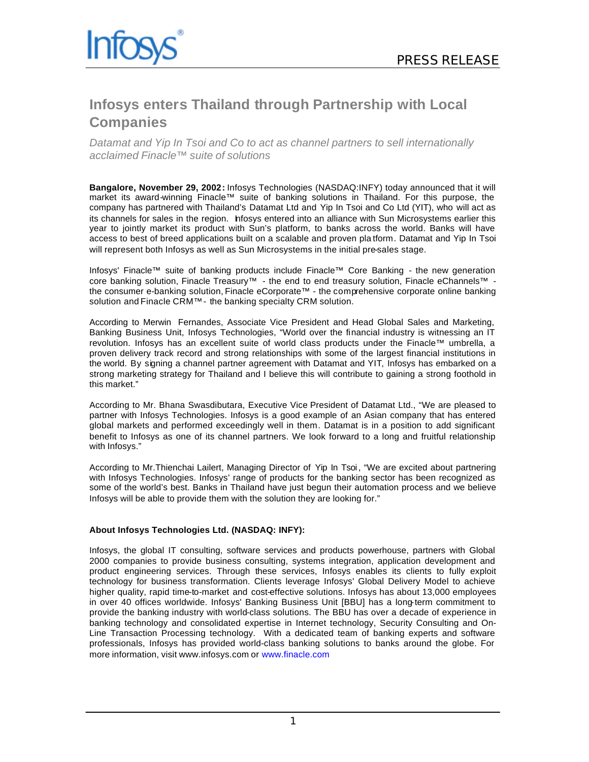# Infosys enters Thailand through Partnership with Local Companies

*Datamat and Yip In Tsoi and Co to act as channel partners to sell internationally acclaimed Finacle™ suite of solutions*

**Bangalore, November 29, 2002:** Infosys Technologies (NASDAQ:INFY) today announced that it will market its award-winning Finacle™ suite of banking solutions in Thailand. For this purpose, the company has partnered with Thailand's Datamat Ltd and Yip In Tsoi and Co Ltd (YIT), who will act as its channels for sales in the region. Infosys entered into an alliance with Sun Microsystems earlier this year to jointly market its product with Sun's platform, to banks across the world. Banks will have access to best of breed applications built on a scalable and proven platform. Datamat and Yip In Tsoi will represent both Infosys as well as Sun Microsystems in the initial pre-sales stage.

Infosys' Finacle™ suite of banking products include Finacle™ Core Banking - the new generation core banking solution, Finacle Treasury™ - the end to end treasury solution, Finacle eChannels™ - the consumer e-banking solution, Finacle eCorporate™ - the comprehensive corporate online banking solution and Finacle CRM™ - the banking specialty CRM solution.

According to Merwin Fernandes, Associate Vice President and Head Global Sales and Marketing, Banking Business Unit, Infosys Technologies, "World over the financial industry is witnessing an IT revolution. Infosys has an excellent suite of world class products under the Finacle™ umbrella, a proven delivery track record and strong relationships with some of the largest financial institutions in the world. By signing a channel partner agreement with Datamat and YIT, Infosys has embarked on a strong marketing strategy for Thailand and I believe this will contribute to gaining a strong foothold in this market."

According to Mr. Bhana Swasdibutara, Executive Vice President of Datamat Ltd., "We are pleased to partner with Infosys Technologies. Infosys is a good example of an Asian company that has entered global markets and performed exceedingly well in them. Datamat is in a position to add significant benefit to Infosys as one of its channel partners. We look forward to a long and fruitful relationship with Infosys."

According to Mr.Thienchai Lailert, Managing Director of Yip In Tsoi, "We are excited about partnering with Infosys Technologies. Infosys' range of products for the banking sector has been recognized as some of the world's best. Banks in Thailand have just begun their automation process and we believe Infosys will be able to provide them with the solution they are looking for."

**About Infosys Technologies Ltd. (NASDAQ: INFY):**

Infosys, the global IT consulting, software services and products powerhouse, partners with Global 2000 companies to provide business consulting, systems integration, application development and product engineering services. Through these services, Infosys enables its clients to fully exploit technology for business transformation. Clients leverage Infosys' Global Delivery Model to achieve higher quality, rapid time-to-market and cost-effective solutions. Infosys has about 13,000 employees in over 40 offices worldwide. Infosys' Banking Business Unit [BBU] has a long-term commitment to provide the banking industry with world-class solutions. The BBU has over a decade of experience in banking technology and consolidated expertise in Internet technology, Security Consulting and On-Line Transaction Processing technology. With a dedicated team of banking experts and software professionals, Infosys has provided world-class banking solutions to banks around the globe. For more information, visit www.infosys.com or www.finacle.com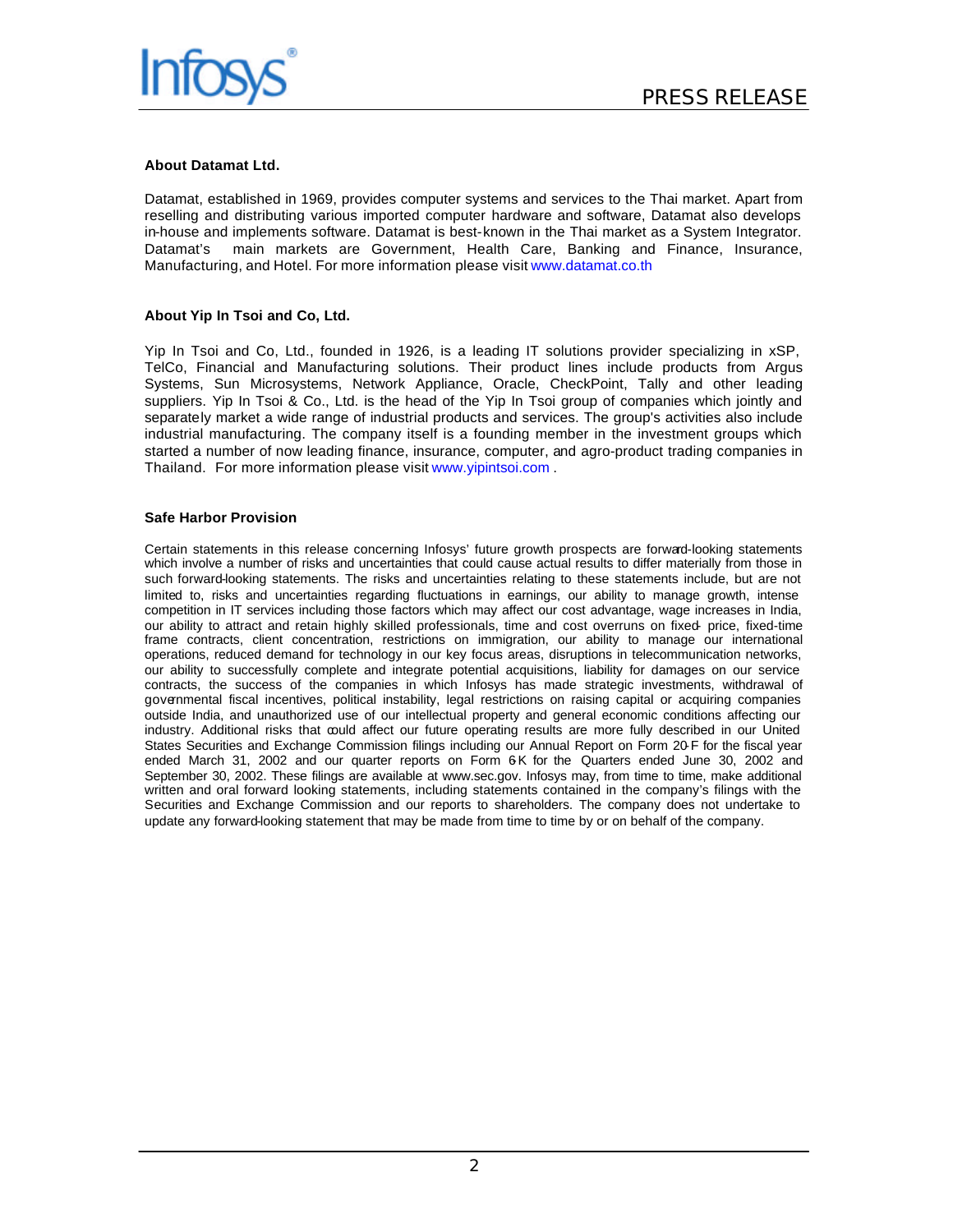**About Datamat Ltd.**

Datamat, established in 1969, provides computer systems and services to the Thai market. Apart from reselling and distributing various imported computer hardware and software, Datamat also develops in-house and implements software. Datamat is best-known in the Thai market as a System Integrator. Datamat's main markets are Government, Health Care, Banking and Finance, Insurance, Manufacturing, and Hotel. For more information please visit www.datamat.co.th

**About Yip In Tsoi and Co, Ltd.**

Yip In Tsoi and Co, Ltd., founded in 1926, is a leading IT solutions provider specializing in xSP, TelCo, Financial and Manufacturing solutions. Their product lines include products from Argus Systems, Sun Microsystems, Network Appliance, Oracle, CheckPoint, Tally and other leading suppliers. Yip In Tsoi & Co., Ltd. is the head of the Yip In Tsoi group of companies which jointly and separately market a wide range of industrial products and services. The group's activities also include industrial manufacturing. The company itself is a founding member in the investment groups which started a number of now leading finance, insurance, computer, and agro-product trading companies in Thailand. For more information please visit www.yipintsoi.com .

**Safe Harbor Provision**

Certain statements in this release concerning Infosys' future growth prospects are forward-looking statements which involve a number of risks and uncertainties that could cause actual results to differ materially from those in such forward-looking statements. The risks and uncertainties relating to these statements include, but are not limited to, risks and uncertainties regarding fluctuations in earnings, our ability to manage growth, intense competition in IT services including those factors which may affect our cost advantage, wage increases in India, our ability to attract and retain highly skilled professionals, time and cost overruns on fixed- price, fixed-time frame contracts, client concentration, restrictions on immigration, our ability to manage our international operations, reduced demand for technology in our key focus areas, disruptions in telecommunication networks, our ability to successfully complete and integrate potential acquisitions, liability for damages on our service contracts, the success of the companies in which Infosys has made strategic investments, withdrawal of governmental fiscal incentives, political instability, legal restrictions on raising capital or acquiring companies outside India, and unauthorized use of our intellectual property and general economic conditions affecting our industry. Additional risks that could affect our future operating results are more fully described in our United States Securities and Exchange Commission filings including our Annual Report on Form 20-F for the fiscal year ended March 31, 2002 and our quarter reports on Form 6-K for the Quarters ended June 30, 2002 and September 30, 2002. These filings are available at www.sec.gov. Infosys may, from time to time, make additional written and oral forward looking statements, including statements contained in the company's filings with the Securities and Exchange Commission and our reports to shareholders. The company does not undertake to update any forward-looking statement that may be made from time to time by or on behalf of the company.